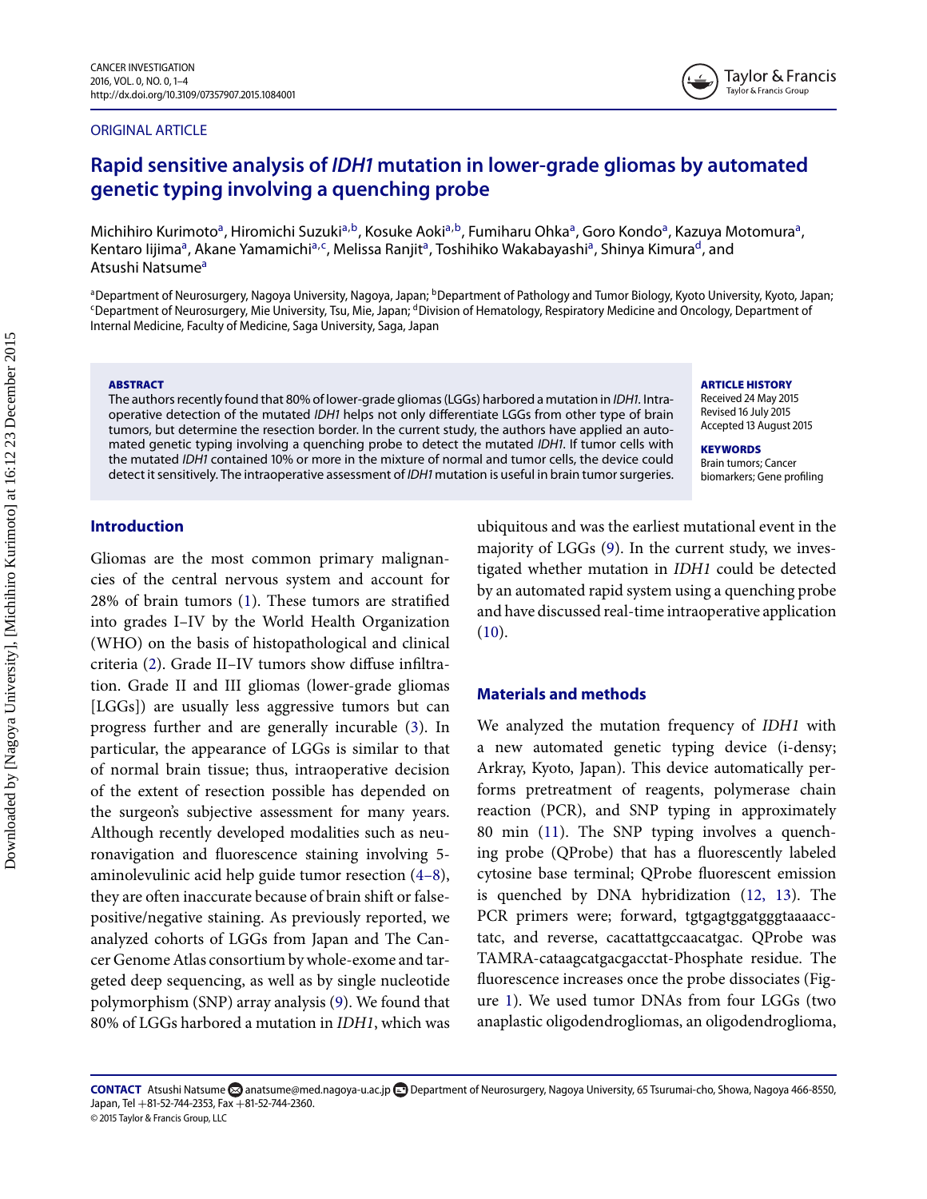ORIGINAL ARTICLE

# Rapid sensitive analysis of *IDH1* mutation in lower-grade gliomas by automated genetic typing involving a quenching probe

Michihiro Kurimoto[a], Hiromichi Suzuki[a,b], Kosuke Aoki[a,b], Fumiharu Ohka[a], Goro Kondo[a], Kazuya Motomura[a], Kentaro Iijima[a], Akane Yamamichi[a,c], Melissa Ranjit[a], Toshihiko Wakabayashi[a], Shinya Kimura[d], and Atsushi Natsume[a]

[a]Department of Neurosurgery, Nagoya University, Nagoya, Japan; [b]Department of Pathology and Tumor Biology, Kyoto University, Kyoto, Japan; [c]Department of Neurosurgery, Mie University, Tsu, Mie, Japan; [d]Division of Hematology, Respiratory Medicine and Oncology, Department of Internal Medicine, Faculty of Medicine, Saga University, Saga, Japan

**ABSTRACT**

The authors recently found that 80% of lower-grade gliomas (LGGs) harbored a mutation in *IDH1*. Intraoperative detection of the mutated *IDH1* helps not only differentiate LGGs from other type of brain tumors, but determine the resection border. In the current study, the authors have applied an automated genetic typing involving a quenching probe to detect the mutated *IDH1*. If tumor cells with the mutated *IDH1* contained 10% or more in the mixture of normal and tumor cells, the device could detect it sensitively. The intraoperative assessment of *IDH1* mutation is useful in brain tumor surgeries.

**ARTICLE HISTORY**

Received 24 May 2015
Revised 16 July 2015
Accepted 13 August 2015

**KEYWORDS**

Brain tumors; Cancer biomarkers; Gene profiling

## Introduction

Gliomas are the most common primary malignancies of the central nervous system and account for 28% of brain tumors (1). These tumors are stratified into grades I–IV by the World Health Organization (WHO) on the basis of histopathological and clinical criteria (2). Grade II–IV tumors show diffuse infiltration. Grade II and III gliomas (lower-grade gliomas [LGGs]) are usually less aggressive tumors but can progress further and are generally incurable (3). In particular, the appearance of LGGs is similar to that of normal brain tissue; thus, intraoperative decision of the extent of resection possible has depended on the surgeon's subjective assessment for many years. Although recently developed modalities such as neuronavigation and fluorescence staining involving 5-aminolevulinic acid help guide tumor resection (4–8), they are often inaccurate because of brain shift or false-positive/negative staining. As previously reported, we analyzed cohorts of LGGs from Japan and The Cancer Genome Atlas consortium by whole-exome and targeted deep sequencing, as well as by single nucleotide polymorphism (SNP) array analysis (9). We found that 80% of LGGs harbored a mutation in *IDH1*, which was ubiquitous and was the earliest mutational event in the majority of LGGs (9). In the current study, we investigated whether mutation in *IDH1* could be detected by an automated rapid system using a quenching probe and have discussed real-time intraoperative application (10).

## Materials and methods

We analyzed the mutation frequency of *IDH1* with a new automated genetic typing device (i-densy; Arkray, Kyoto, Japan). This device automatically performs pretreatment of reagents, polymerase chain reaction (PCR), and SNP typing in approximately 80 min (11). The SNP typing involves a quenching probe (QProbe) that has a fluorescently labeled cytosine base terminal; QProbe fluorescent emission is quenched by DNA hybridization (12, 13). The PCR primers were; forward, tgtgagtggatgggtaaaacctatc, and reverse, cacattattgccaacatgac. QProbe was TAMRA-cataagcatgacgacctat-Phosphate residue. The fluorescence increases once the probe dissociates (Figure 1). We used tumor DNAs from four LGGs (two anaplastic oligodendrogliomas, an oligodendroglioma,

**CONTACT** Atsushi Natsume anatsume@med.nagoya-u.ac.jp Department of Neurosurgery, Nagoya University, 65 Tsurumai-cho, Showa, Nagoya 466-8550, Japan, Tel +81-52-744-2353, Fax +81-52-744-2360.

© 2015 Taylor & Francis Group, LLC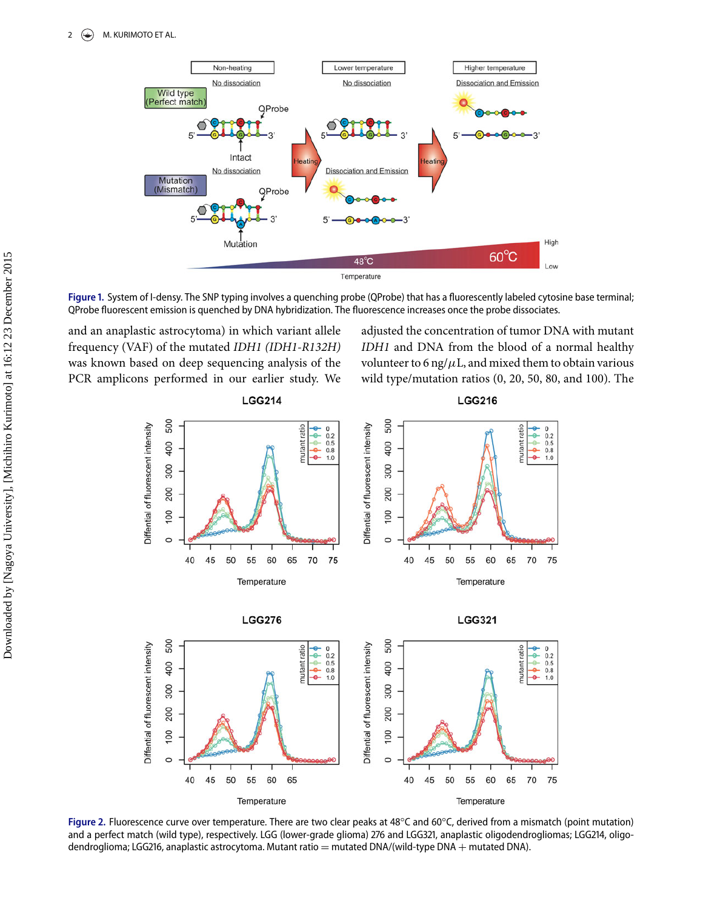Figure 1. System of I-densy. The SNP typing involves a quenching probe (QProbe) that has a fluorescently labeled cytosine base terminal; QProbe fluorescent emission is quenched by DNA hybridization. The fluorescence increases once the probe dissociates.

and an anaplastic astrocytoma) in which variant allele frequency (VAF) of the mutated *IDH1* (*IDH1-R132H*) was known based on deep sequencing analysis of the PCR amplicons performed in our earlier study. We adjusted the concentration of tumor DNA with mutant *IDH1* and DNA from the blood of a normal healthy volunteer to 6 ng/$\mu$L, and mixed them to obtain various wild type/mutation ratios (0, 20, 50, 80, and 100). The

Figure 2. Fluorescence curve over temperature. There are two clear peaks at 48°C and 60°C, derived from a mismatch (point mutation) and a perfect match (wild type), respectively. LGG (lower-grade glioma) 276 and LGG321, anaplastic oligodendrogliomas; LGG214, oligodendroglioma; LGG216, anaplastic astrocytoma. Mutant ratio = mutated DNA/(wild-type DNA + mutated DNA).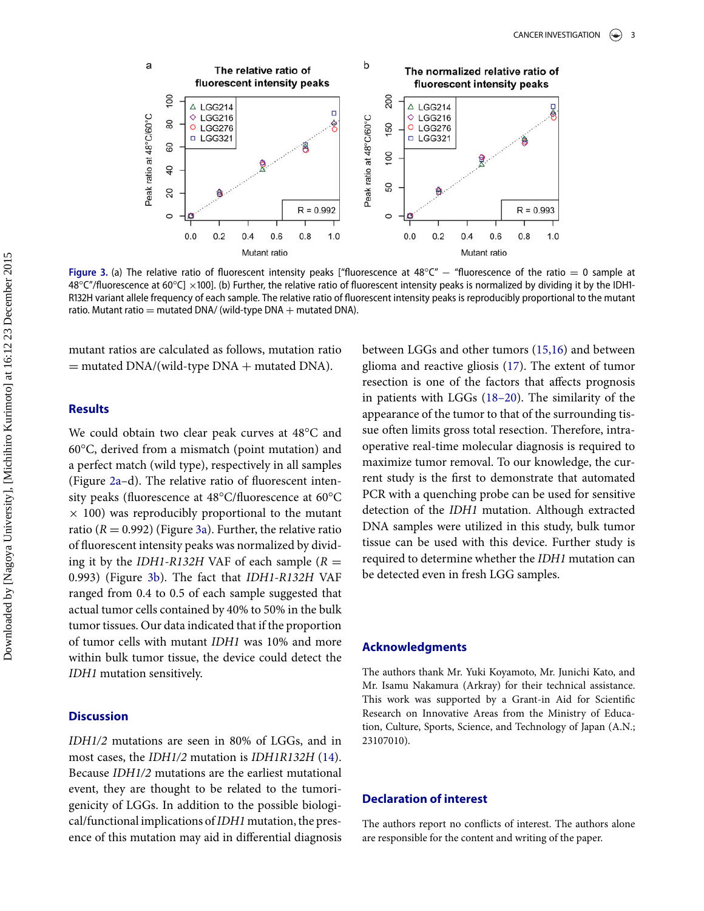Figure 3. (a) The relative ratio of fluorescent intensity peaks ["fluorescence at 48°C" − "fluorescence of the ratio = 0 sample at 48°C"/fluorescence at 60°C] ×100]. (b) Further, the relative ratio of fluorescent intensity peaks is normalized by dividing it by the IDH1-R132H variant allele frequency of each sample. The relative ratio of fluorescent intensity peaks is reproducibly proportional to the mutant ratio. Mutant ratio = mutated DNA/ (wild-type DNA + mutated DNA).

mutant ratios are calculated as follows, mutation ratio = mutated DNA/(wild-type DNA + mutated DNA).

## Results

We could obtain two clear peak curves at 48°C and 60°C, derived from a mismatch (point mutation) and a perfect match (wild type), respectively in all samples (Figure 2a–d). The relative ratio of fluorescent intensity peaks (fluorescence at 48°C/fluorescence at 60°C × 100) was reproducibly proportional to the mutant ratio ($R = 0.992$) (Figure 3a). Further, the relative ratio of fluorescent intensity peaks was normalized by dividing it by the *IDH1-R132H* VAF of each sample ($R = 0.993$) (Figure 3b). The fact that *IDH1-R132H* VAF ranged from 0.4 to 0.5 of each sample suggested that actual tumor cells contained by 40% to 50% in the bulk tumor tissues. Our data indicated that if the proportion of tumor cells with mutant *IDH1* was 10% and more within bulk tumor tissue, the device could detect the *IDH1* mutation sensitively.

## Discussion

*IDH1/2* mutations are seen in 80% of LGGs, and in most cases, the *IDH1/2* mutation is *IDH1R132H* (14). Because *IDH1/2* mutations are the earliest mutational event, they are thought to be related to the tumorigenicity of LGGs. In addition to the possible biological/functional implications of *IDH1* mutation, the presence of this mutation may aid in differential diagnosis between LGGs and other tumors (15,16) and between glioma and reactive gliosis (17). The extent of tumor resection is one of the factors that affects prognosis in patients with LGGs (18–20). The similarity of the appearance of the tumor to that of the surrounding tissue often limits gross total resection. Therefore, intraoperative real-time molecular diagnosis is required to maximize tumor removal. To our knowledge, the current study is the first to demonstrate that automated PCR with a quenching probe can be used for sensitive detection of the *IDH1* mutation. Although extracted DNA samples were utilized in this study, bulk tumor tissue can be used with this device. Further study is required to determine whether the *IDH1* mutation can be detected even in fresh LGG samples.

## Acknowledgments

The authors thank Mr. Yuki Koyamoto, Mr. Junichi Kato, and Mr. Isamu Nakamura (Arkray) for their technical assistance. This work was supported by a Grant-in Aid for Scientific Research on Innovative Areas from the Ministry of Education, Culture, Sports, Science, and Technology of Japan (A.N.; 23107010).

## Declaration of interest

The authors report no conflicts of interest. The authors alone are responsible for the content and writing of the paper.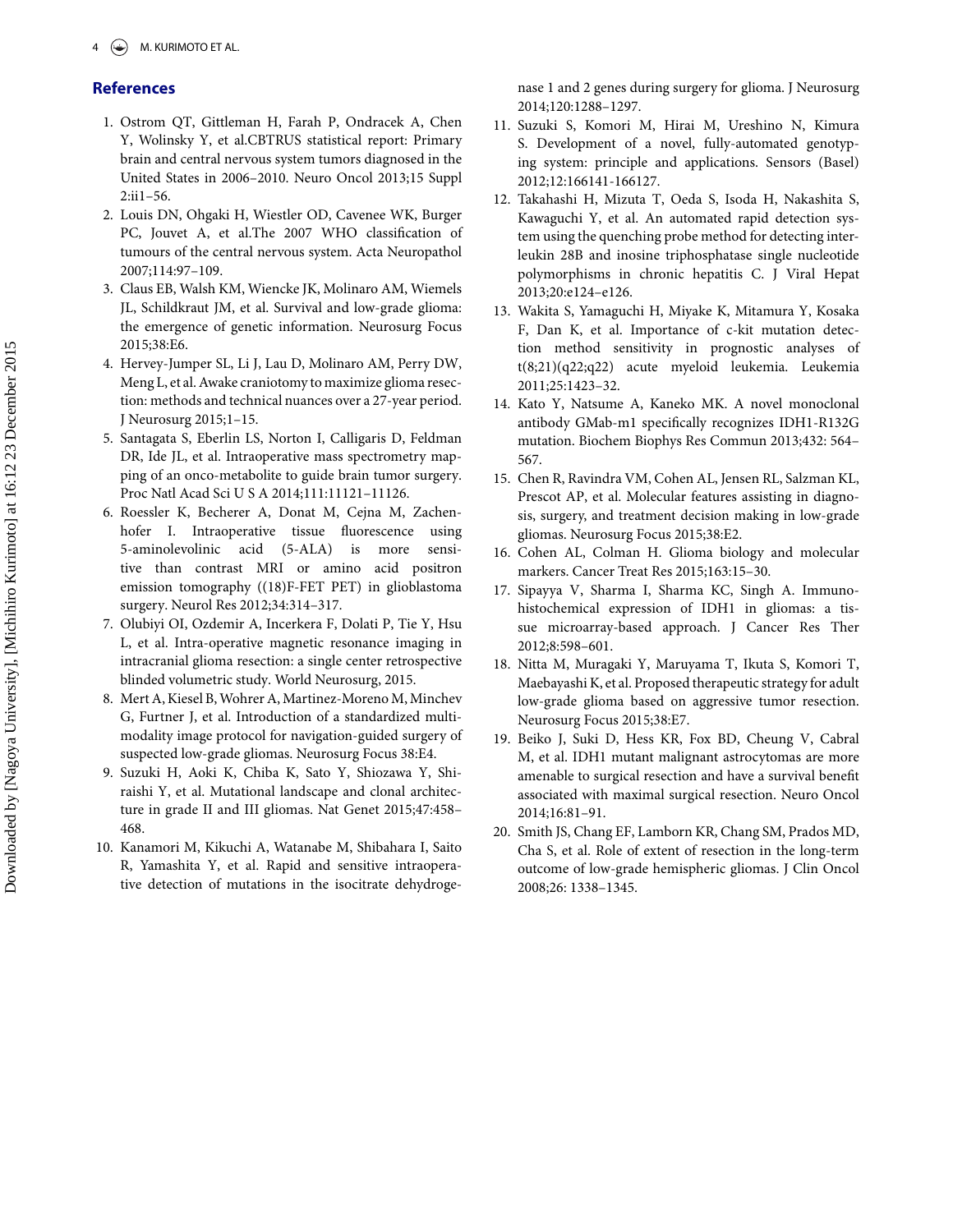## References

1. Ostrom QT, Gittleman H, Farah P, Ondracek A, Chen Y, Wolinsky Y, et al.CBTRUS statistical report: Primary brain and central nervous system tumors diagnosed in the United States in 2006–2010. Neuro Oncol 2013;15 Suppl 2:ii1–56.
2. Louis DN, Ohgaki H, Wiestler OD, Cavenee WK, Burger PC, Jouvet A, et al.The 2007 WHO classification of tumours of the central nervous system. Acta Neuropathol 2007;114:97–109.
3. Claus EB, Walsh KM, Wiencke JK, Molinaro AM, Wiemels JL, Schildkraut JM, et al. Survival and low-grade glioma: the emergence of genetic information. Neurosurg Focus 2015;38:E6.
4. Hervey-Jumper SL, Li J, Lau D, Molinaro AM, Perry DW, Meng L, et al. Awake craniotomy to maximize glioma resection: methods and technical nuances over a 27-year period. J Neurosurg 2015;1–15.
5. Santagata S, Eberlin LS, Norton I, Calligaris D, Feldman DR, Ide JL, et al. Intraoperative mass spectrometry mapping of an onco-metabolite to guide brain tumor surgery. Proc Natl Acad Sci U S A 2014;111:11121–11126.
6. Roessler K, Becherer A, Donat M, Cejna M, Zachenhofer I. Intraoperative tissue fluorescence using 5-aminolevolinic acid (5-ALA) is more sensitive than contrast MRI or amino acid positron emission tomography ((18)F-FET PET) in glioblastoma surgery. Neurol Res 2012;34:314–317.
7. Olubiyi OI, Ozdemir A, Incerkera F, Dolati P, Tie Y, Hsu L, et al. Intra-operative magnetic resonance imaging in intracranial glioma resection: a single center retrospective blinded volumetric study. World Neurosurg, 2015.
8. Mert A, Kiesel B, Wohrer A, Martinez-Moreno M, Minchev G, Furtner J, et al. Introduction of a standardized multimodality image protocol for navigation-guided surgery of suspected low-grade gliomas. Neurosurg Focus 38:E4.
9. Suzuki H, Aoki K, Chiba K, Sato Y, Shiozawa Y, Shiraishi Y, et al. Mutational landscape and clonal architecture in grade II and III gliomas. Nat Genet 2015;47:458–468.
10. Kanamori M, Kikuchi A, Watanabe M, Shibahara I, Saito R, Yamashita Y, et al. Rapid and sensitive intraoperative detection of mutations in the isocitrate dehydrogenase 1 and 2 genes during surgery for glioma. J Neurosurg 2014;120:1288–1297.
11. Suzuki S, Komori M, Hirai M, Ureshino N, Kimura S. Development of a novel, fully-automated genotyping system: principle and applications. Sensors (Basel) 2012;12:166141-166127.
12. Takahashi H, Mizuta T, Oeda S, Isoda H, Nakashita S, Kawaguchi Y, et al. An automated rapid detection system using the quenching probe method for detecting interleukin 28B and inosine triphosphatase single nucleotide polymorphisms in chronic hepatitis C. J Viral Hepat 2013;20:e124–e126.
13. Wakita S, Yamaguchi H, Miyake K, Mitamura Y, Kosaka F, Dan K, et al. Importance of c-kit mutation detection method sensitivity in prognostic analyses of t(8;21)(q22;q22) acute myeloid leukemia. Leukemia 2011;25:1423–32.
14. Kato Y, Natsume A, Kaneko MK. A novel monoclonal antibody GMab-m1 specifically recognizes IDH1-R132G mutation. Biochem Biophys Res Commun 2013;432: 564–567.
15. Chen R, Ravindra VM, Cohen AL, Jensen RL, Salzman KL, Prescot AP, et al. Molecular features assisting in diagnosis, surgery, and treatment decision making in low-grade gliomas. Neurosurg Focus 2015;38:E2.
16. Cohen AL, Colman H. Glioma biology and molecular markers. Cancer Treat Res 2015;163:15–30.
17. Sipayya V, Sharma I, Sharma KC, Singh A. Immunohistochemical expression of IDH1 in gliomas: a tissue microarray-based approach. J Cancer Res Ther 2012;8:598–601.
18. Nitta M, Muragaki Y, Maruyama T, Ikuta S, Komori T, Maebayashi K, et al. Proposed therapeutic strategy for adult low-grade glioma based on aggressive tumor resection. Neurosurg Focus 2015;38:E7.
19. Beiko J, Suki D, Hess KR, Fox BD, Cheung V, Cabral M, et al. IDH1 mutant malignant astrocytomas are more amenable to surgical resection and have a survival benefit associated with maximal surgical resection. Neuro Oncol 2014;16:81–91.
20. Smith JS, Chang EF, Lamborn KR, Chang SM, Prados MD, Cha S, et al. Role of extent of resection in the long-term outcome of low-grade hemispheric gliomas. J Clin Oncol 2008;26: 1338–1345.